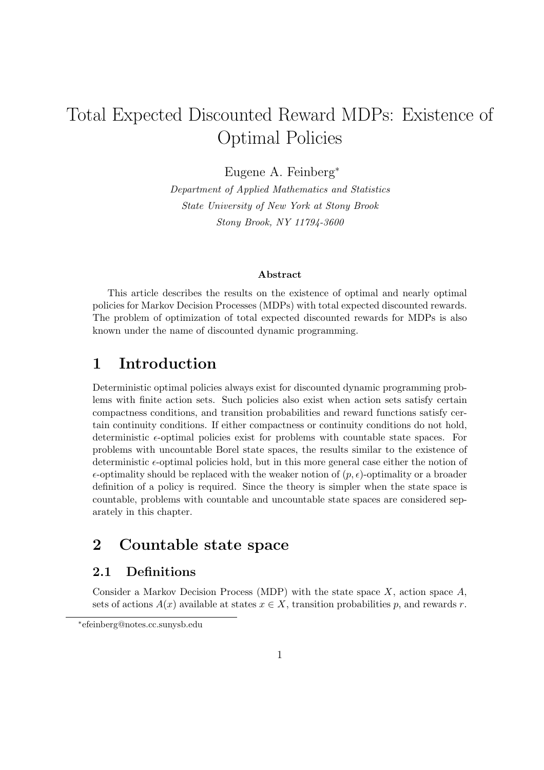# Total Expected Discounted Reward MDPs: Existence of Optimal Policies

Eugene A. Feinberg[*]

*Department of Applied Mathematics and Statistics*
*State University of New York at Stony Brook*
*Stony Brook, NY 11794-3600*

### Abstract

This article describes the results on the existence of optimal and nearly optimal policies for Markov Decision Processes (MDPs) with total expected discounted rewards. The problem of optimization of total expected discounted rewards for MDPs is also known under the name of discounted dynamic programming.

## 1 Introduction

Deterministic optimal policies always exist for discounted dynamic programming problems with finite action sets. Such policies also exist when action sets satisfy certain compactness conditions, and transition probabilities and reward functions satisfy certain continuity conditions. If either compactness or continuity conditions do not hold, deterministic $\epsilon$-optimal policies exist for problems with countable state spaces. For problems with uncountable Borel state spaces, the results similar to the existence of deterministic $\epsilon$-optimal policies hold, but in this more general case either the notion of $\epsilon$-optimality should be replaced with the weaker notion of $(p, \epsilon)$-optimality or a broader definition of a policy is required. Since the theory is simpler when the state space is countable, problems with countable and uncountable state spaces are considered separately in this chapter.

## 2 Countable state space

### 2.1 Definitions

Consider a Markov Decision Process (MDP) with the state space $X$, action space $A$, sets of actions $A(x)$ available at states $x \in X$, transition probabilities $p$, and rewards $r$.

[*] efeinberg@notes.cc.sunysb.edu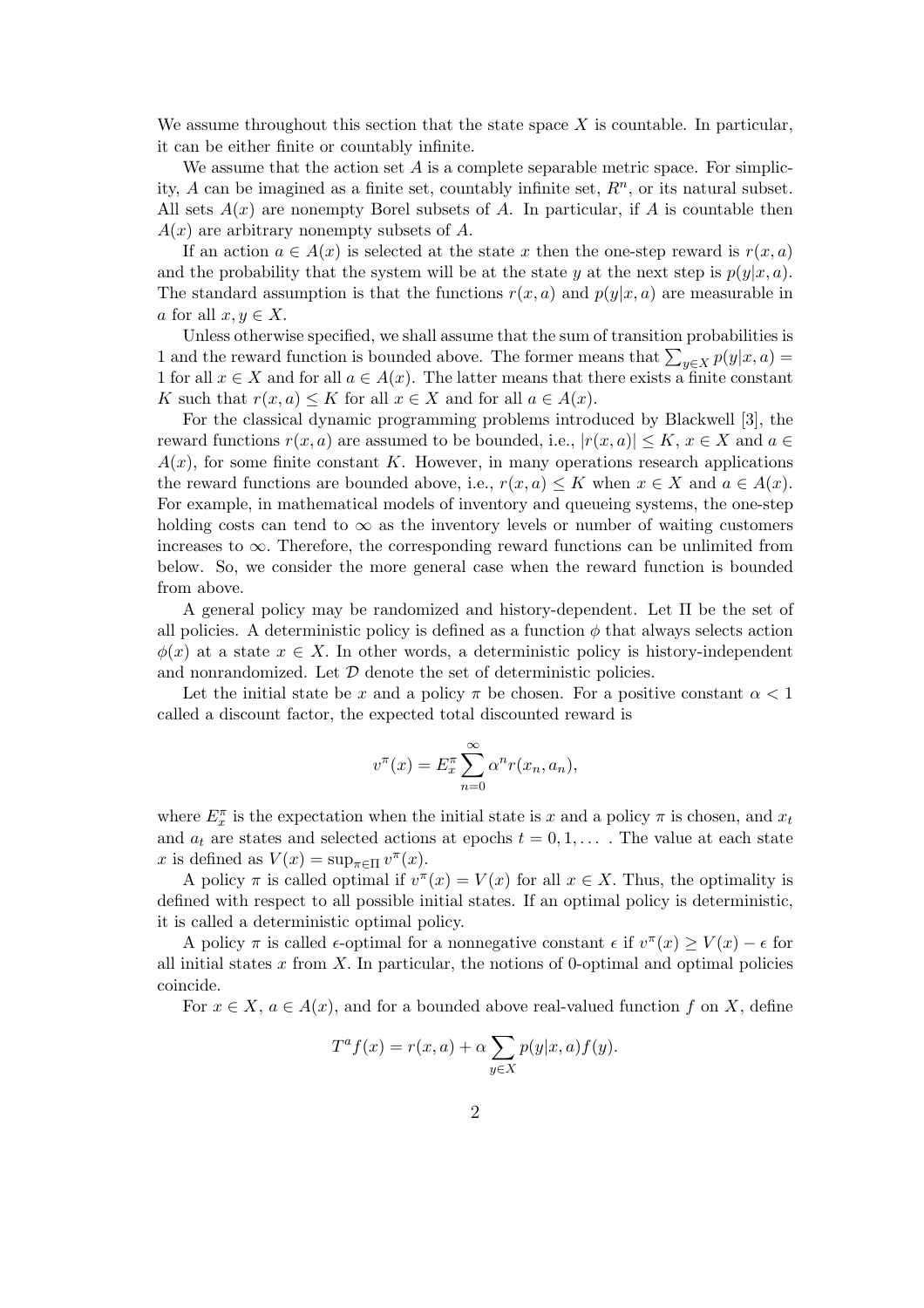We assume throughout this section that the state space $X$ is countable. In particular, it can be either finite or countably infinite.

We assume that the action set $A$ is a complete separable metric space. For simplicity, $A$ can be imagined as a finite set, countably infinite set, $R^n$, or its natural subset. All sets $A(x)$ are nonempty Borel subsets of $A$. In particular, if $A$ is countable then $A(x)$ are arbitrary nonempty subsets of $A$.

If an action $a \in A(x)$ is selected at the state $x$ then the one-step reward is $r(x,a)$ and the probability that the system will be at the state $y$ at the next step is $p(y|x,a)$. The standard assumption is that the functions $r(x,a)$ and $p(y|x,a)$ are measurable in $a$ for all $x, y \in X$.

Unless otherwise specified, we shall assume that the sum of transition probabilities is 1 and the reward function is bounded above. The former means that $\sum_{y \in X} p(y|x,a) = 1$ for all $x \in X$ and for all $a \in A(x)$. The latter means that there exists a finite constant $K$ such that $r(x,a) \leq K$ for all $x \in X$ and for all $a \in A(x)$.

For the classical dynamic programming problems introduced by Blackwell [3], the reward functions $r(x,a)$ are assumed to be bounded, i.e., $|r(x,a)| \leq K$, $x \in X$ and $a \in A(x)$, for some finite constant $K$. However, in many operations research applications the reward functions are bounded above, i.e., $r(x,a) \leq K$ when $x \in X$ and $a \in A(x)$. For example, in mathematical models of inventory and queueing systems, the one-step holding costs can tend to $\infty$ as the inventory levels or number of waiting customers increases to $\infty$. Therefore, the corresponding reward functions can be unlimited from below. So, we consider the more general case when the reward function is bounded from above.

A general policy may be randomized and history-dependent. Let $\Pi$ be the set of all policies. A deterministic policy is defined as a function $\phi$ that always selects action $\phi(x)$ at a state $x \in X$. In other words, a deterministic policy is history-independent and nonrandomized. Let $\mathcal{D}$ denote the set of deterministic policies.

Let the initial state be $x$ and a policy $\pi$ be chosen. For a positive constant $\alpha < 1$ called a discount factor, the expected total discounted reward is

$$v^\pi(x) = E_x^\pi \sum_{n=0}^{\infty} \alpha^n r(x_n, a_n),$$

where $E_x^\pi$ is the expectation when the initial state is $x$ and a policy $\pi$ is chosen, and $x_t$ and $a_t$ are states and selected actions at epochs $t = 0, 1, \ldots$ . The value at each state $x$ is defined as $V(x) = \sup_{\pi \in \Pi} v^\pi(x)$.

A policy $\pi$ is called optimal if $v^\pi(x) = V(x)$ for all $x \in X$. Thus, the optimality is defined with respect to all possible initial states. If an optimal policy is deterministic, it is called a deterministic optimal policy.

A policy $\pi$ is called $\epsilon$-optimal for a nonnegative constant $\epsilon$ if $v^\pi(x) \geq V(x) - \epsilon$ for all initial states $x$ from $X$. In particular, the notions of 0-optimal and optimal policies coincide.

For $x \in X$, $a \in A(x)$, and for a bounded above real-valued function $f$ on $X$, define

$$T^a f(x) = r(x,a) + \alpha \sum_{y \in X} p(y|x,a) f(y).$$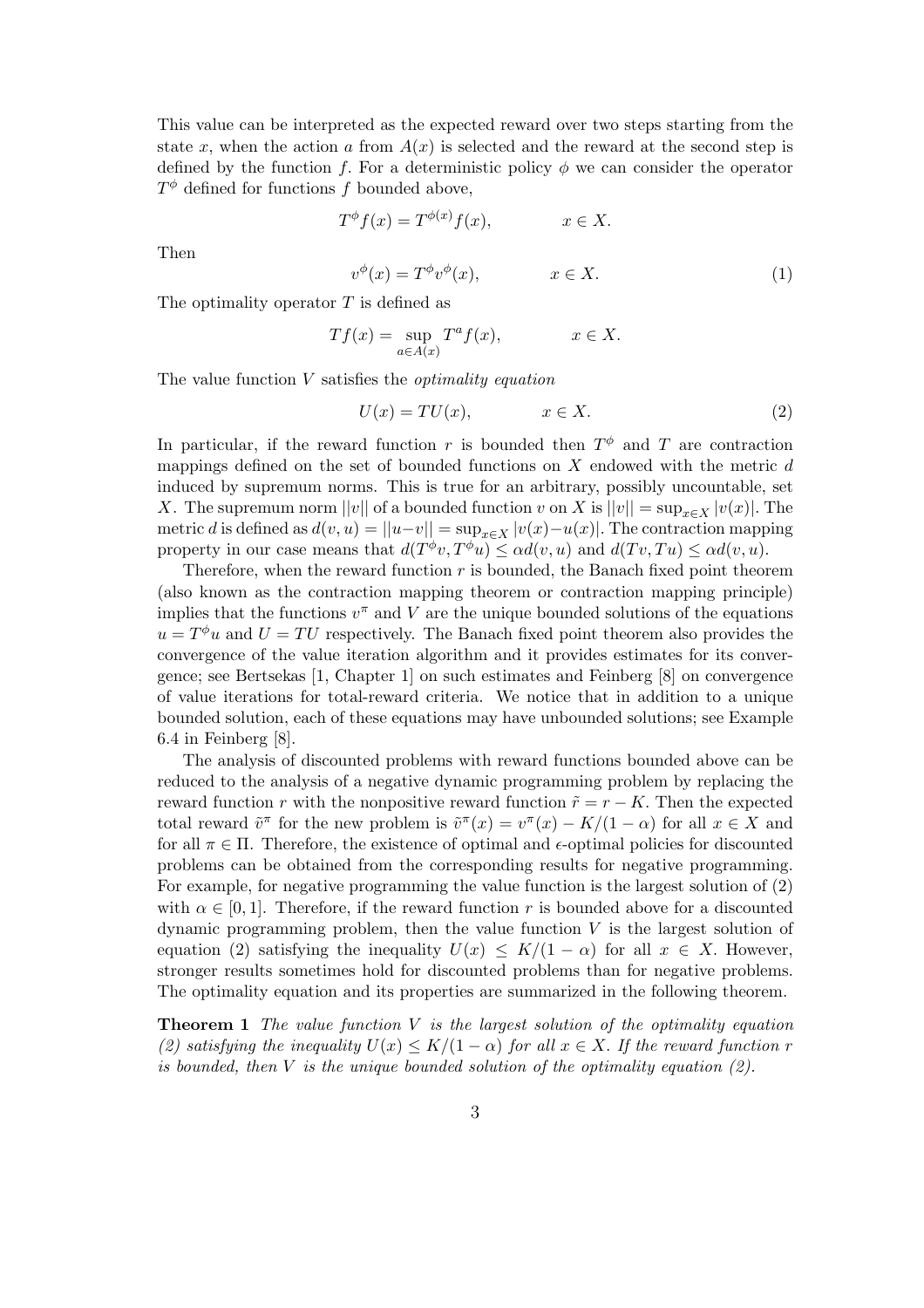This value can be interpreted as the expected reward over two steps starting from the state $x$, when the action $a$ from $A(x)$ is selected and the reward at the second step is defined by the function $f$. For a deterministic policy $\phi$ we can consider the operator $T^\phi$ defined for functions $f$ bounded above,

$$T^\phi f(x) = T^{\phi(x)} f(x), \qquad x \in X.$$

Then

$$v^\phi(x) = T^\phi v^\phi(x), \qquad x \in X. \tag{1}$$

The optimality operator $T$ is defined as

$$Tf(x) = \sup_{a \in A(x)} T^a f(x), \qquad x \in X.$$

The value function $V$ satisfies the *optimality equation*

$$U(x) = TU(x), \qquad x \in X. \tag{2}$$

In particular, if the reward function $r$ is bounded then $T^\phi$ and $T$ are contraction mappings defined on the set of bounded functions on $X$ endowed with the metric $d$ induced by supremum norms. This is true for an arbitrary, possibly uncountable, set $X$. The supremum norm $||v||$ of a bounded function $v$ on $X$ is $||v|| = \sup_{x \in X} |v(x)|$. The metric $d$ is defined as $d(v, u) = ||u - v|| = \sup_{x \in X} |v(x) - u(x)|$. The contraction mapping property in our case means that $d(T^\phi v, T^\phi u) \le \alpha d(v, u)$ and $d(Tv, Tu) \le \alpha d(v, u)$.

Therefore, when the reward function $r$ is bounded, the Banach fixed point theorem (also known as the contraction mapping theorem or contraction mapping principle) implies that the functions $v^\pi$ and $V$ are the unique bounded solutions of the equations $u = T^\phi u$ and $U = TU$ respectively. The Banach fixed point theorem also provides the convergence of the value iteration algorithm and it provides estimates for its convergence; see Bertsekas [1, Chapter 1] on such estimates and Feinberg [8] on convergence of value iterations for total-reward criteria. We notice that in addition to a unique bounded solution, each of these equations may have unbounded solutions; see Example 6.4 in Feinberg [8].

The analysis of discounted problems with reward functions bounded above can be reduced to the analysis of a negative dynamic programming problem by replacing the reward function $r$ with the nonpositive reward function $\tilde{r} = r - K$. Then the expected total reward $\tilde{v}^\pi$ for the new problem is $\tilde{v}^\pi(x) = v^\pi(x) - K/(1 - \alpha)$ for all $x \in X$ and for all $\pi \in \Pi$. Therefore, the existence of optimal and $\epsilon$-optimal policies for discounted problems can be obtained from the corresponding results for negative programming. For example, for negative programming the value function is the largest solution of (2) with $\alpha \in [0, 1]$. Therefore, if the reward function $r$ is bounded above for a discounted dynamic programming problem, then the value function $V$ is the largest solution of equation (2) satisfying the inequality $U(x) \le K/(1 - \alpha)$ for all $x \in X$. However, stronger results sometimes hold for discounted problems than for negative problems. The optimality equation and its properties are summarized in the following theorem.

**Theorem 1** *The value function $V$ is the largest solution of the optimality equation (2) satisfying the inequality $U(x) \le K/(1 - \alpha)$ for all $x \in X$. If the reward function $r$ is bounded, then $V$ is the unique bounded solution of the optimality equation (2).*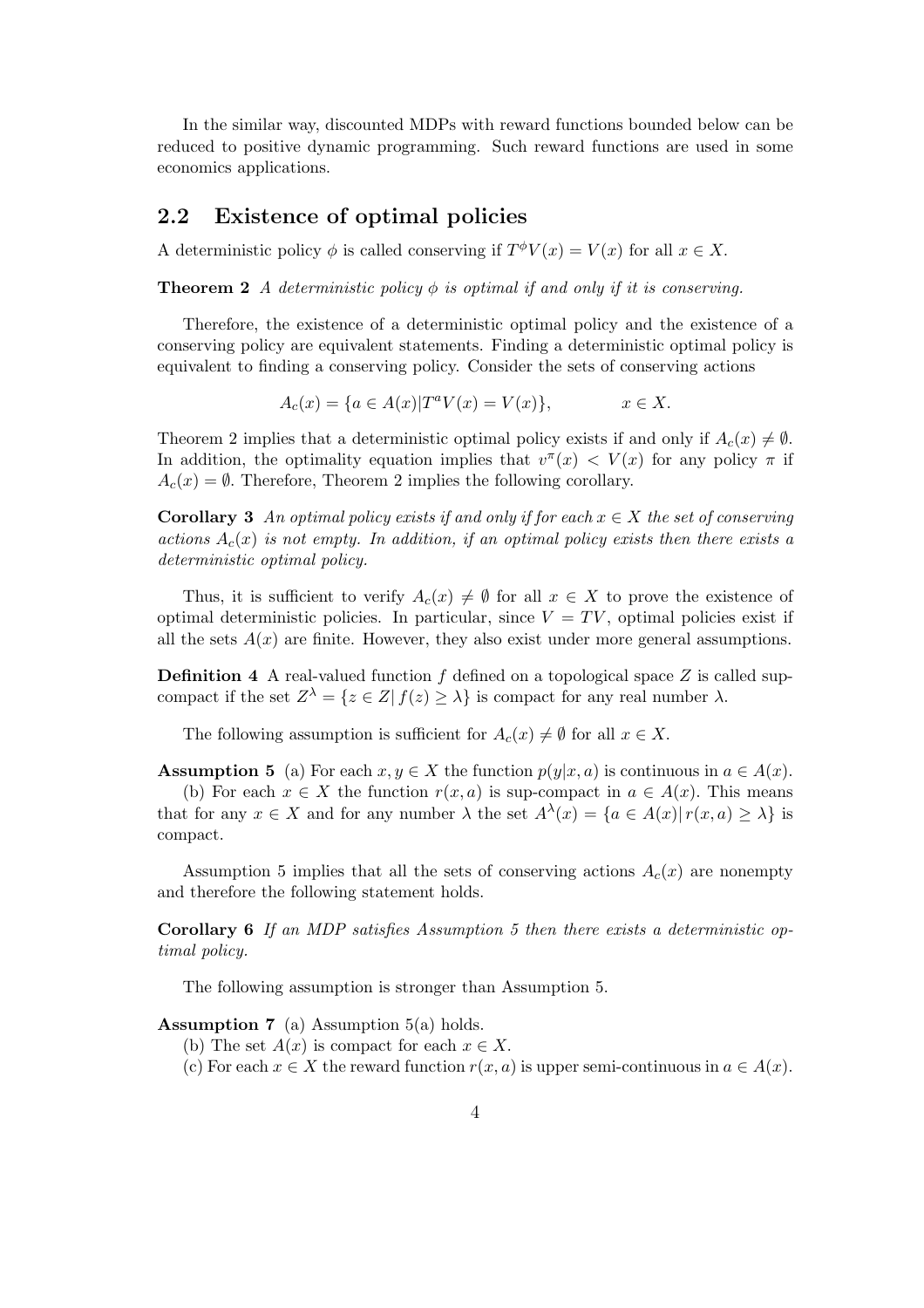In the similar way, discounted MDPs with reward functions bounded below can be reduced to positive dynamic programming. Such reward functions are used in some economics applications.

## 2.2 Existence of optimal policies

A deterministic policy $\phi$ is called conserving if $T^{\phi}V(x) = V(x)$ for all $x \in X$.

**Theorem 2** *A deterministic policy $\phi$ is optimal if and only if it is conserving.*

Therefore, the existence of a deterministic optimal policy and the existence of a conserving policy are equivalent statements. Finding a deterministic optimal policy is equivalent to finding a conserving policy. Consider the sets of conserving actions

$$A_c(x) = \{a \in A(x) | T^a V(x) = V(x)\}, \qquad x \in X.$$

Theorem 2 implies that a deterministic optimal policy exists if and only if $A_c(x) \neq \emptyset$. In addition, the optimality equation implies that $v^{\pi}(x) < V(x)$ for any policy $\pi$ if $A_c(x) = \emptyset$. Therefore, Theorem 2 implies the following corollary.

**Corollary 3** *An optimal policy exists if and only if for each $x \in X$ the set of conserving actions $A_c(x)$ is not empty. In addition, if an optimal policy exists then there exists a deterministic optimal policy.*

Thus, it is sufficient to verify $A_c(x) \neq \emptyset$ for all $x \in X$ to prove the existence of optimal deterministic policies. In particular, since $V = TV$, optimal policies exist if all the sets $A(x)$ are finite. However, they also exist under more general assumptions.

**Definition 4** A real-valued function $f$ defined on a topological space $Z$ is called sup-compact if the set $Z^{\lambda} = \{z \in Z | f(z) \geq \lambda\}$ is compact for any real number $\lambda$.

The following assumption is sufficient for $A_c(x) \neq \emptyset$ for all $x \in X$.

**Assumption 5** (a) For each $x, y \in X$ the function $p(y|x, a)$ is continuous in $a \in A(x)$.

(b) For each $x \in X$ the function $r(x, a)$ is sup-compact in $a \in A(x)$. This means that for any $x \in X$ and for any number $\lambda$ the set $A^{\lambda}(x) = \{a \in A(x) | r(x, a) \geq \lambda\}$ is compact.

Assumption 5 implies that all the sets of conserving actions $A_c(x)$ are nonempty and therefore the following statement holds.

**Corollary 6** *If an MDP satisfies Assumption 5 then there exists a deterministic optimal policy.*

The following assumption is stronger than Assumption 5.

**Assumption 7** (a) Assumption 5(a) holds.

(b) The set $A(x)$ is compact for each $x \in X$.

(c) For each $x \in X$ the reward function $r(x, a)$ is upper semi-continuous in $a \in A(x)$.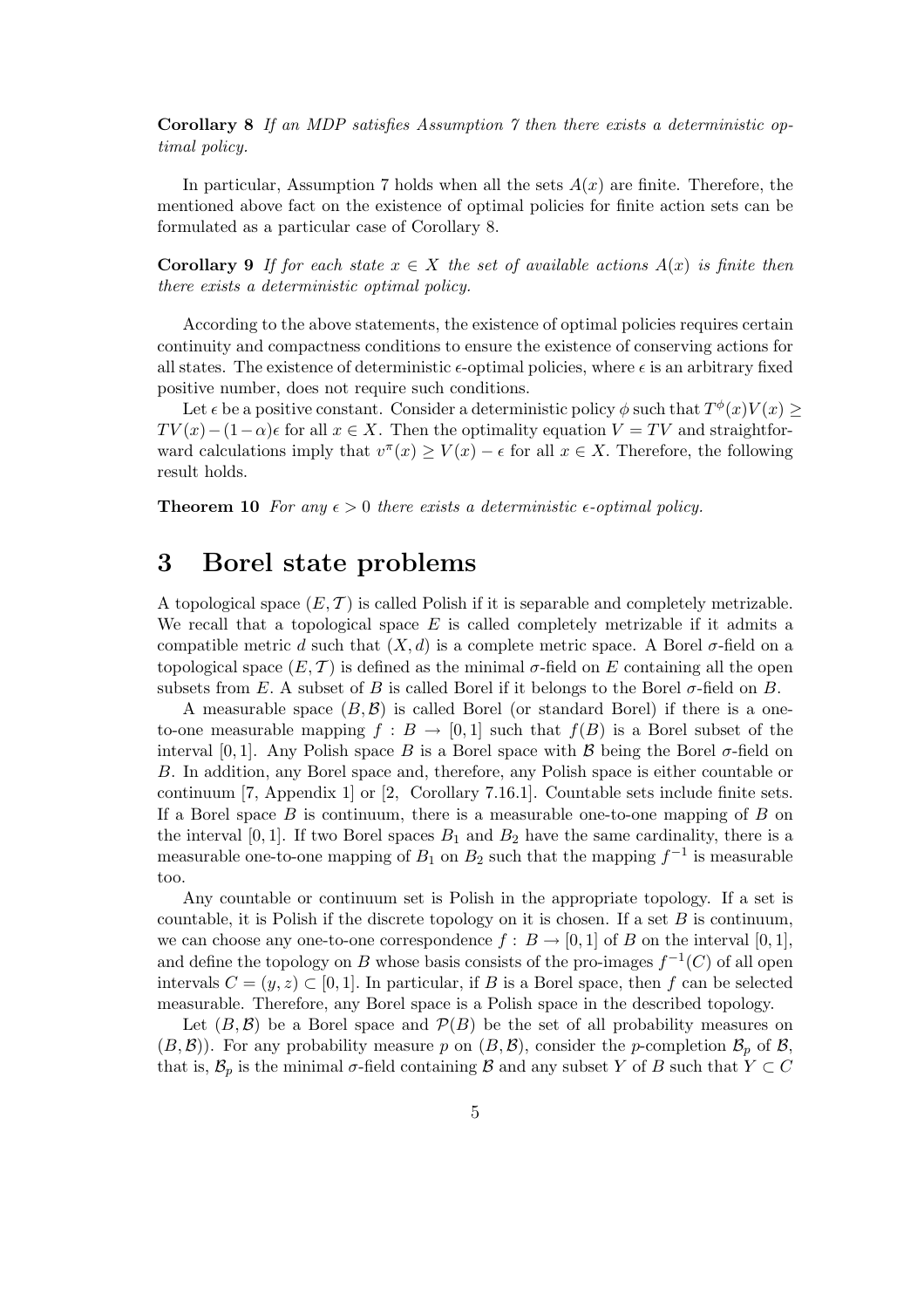**Corollary 8** *If an MDP satisfies Assumption 7 then there exists a deterministic optimal policy.*

In particular, Assumption 7 holds when all the sets $A(x)$ are finite. Therefore, the mentioned above fact on the existence of optimal policies for finite action sets can be formulated as a particular case of Corollary 8.

**Corollary 9** *If for each state $x \in X$ the set of available actions $A(x)$ is finite then there exists a deterministic optimal policy.*

According to the above statements, the existence of optimal policies requires certain continuity and compactness conditions to ensure the existence of conserving actions for all states. The existence of deterministic $\epsilon$-optimal policies, where $\epsilon$ is an arbitrary fixed positive number, does not require such conditions.

Let $\epsilon$ be a positive constant. Consider a deterministic policy $\phi$ such that $T^{\phi}(x)V(x) \geq TV(x) - (1-\alpha)\epsilon$ for all $x \in X$. Then the optimality equation $V = TV$ and straightforward calculations imply that $v^{\pi}(x) \geq V(x) - \epsilon$ for all $x \in X$. Therefore, the following result holds.

**Theorem 10** *For any $\epsilon > 0$ there exists a deterministic $\epsilon$-optimal policy.*

# 3 Borel state problems

A topological space $(E, \mathcal{T})$ is called Polish if it is separable and completely metrizable. We recall that a topological space $E$ is called completely metrizable if it admits a compatible metric $d$ such that $(X, d)$ is a complete metric space. A Borel $\sigma$-field on a topological space $(E, \mathcal{T})$ is defined as the minimal $\sigma$-field on $E$ containing all the open subsets from $E$. A subset of $B$ is called Borel if it belongs to the Borel $\sigma$-field on $B$.

A measurable space $(B, \mathcal{B})$ is called Borel (or standard Borel) if there is a one-to-one measurable mapping $f : B \to [0, 1]$ such that $f(B)$ is a Borel subset of the interval $[0, 1]$. Any Polish space $B$ is a Borel space with $\mathcal{B}$ being the Borel $\sigma$-field on $B$. In addition, any Borel space and, therefore, any Polish space is either countable or continuum [7, Appendix 1] or [2, Corollary 7.16.1]. Countable sets include finite sets. If a Borel space $B$ is continuum, there is a measurable one-to-one mapping of $B$ on the interval $[0, 1]$. If two Borel spaces $B_1$ and $B_2$ have the same cardinality, there is a measurable one-to-one mapping of $B_1$ on $B_2$ such that the mapping $f^{-1}$ is measurable too.

Any countable or continuum set is Polish in the appropriate topology. If a set is countable, it is Polish if the discrete topology on it is chosen. If a set $B$ is continuum, we can choose any one-to-one correspondence $f : B \to [0, 1]$ of $B$ on the interval $[0, 1]$, and define the topology on $B$ whose basis consists of the pro-images $f^{-1}(C)$ of all open intervals $C = (y, z) \subset [0, 1]$. In particular, if $B$ is a Borel space, then $f$ can be selected measurable. Therefore, any Borel space is a Polish space in the described topology.

Let $(B, \mathcal{B})$ be a Borel space and $\mathcal{P}(B)$ be the set of all probability measures on $(B, \mathcal{B})$). For any probability measure $p$ on $(B, \mathcal{B})$, consider the $p$-completion $\mathcal{B}_p$ of $\mathcal{B}$, that is, $\mathcal{B}_p$ is the minimal $\sigma$-field containing $\mathcal{B}$ and any subset $Y$ of $B$ such that $Y \subset C$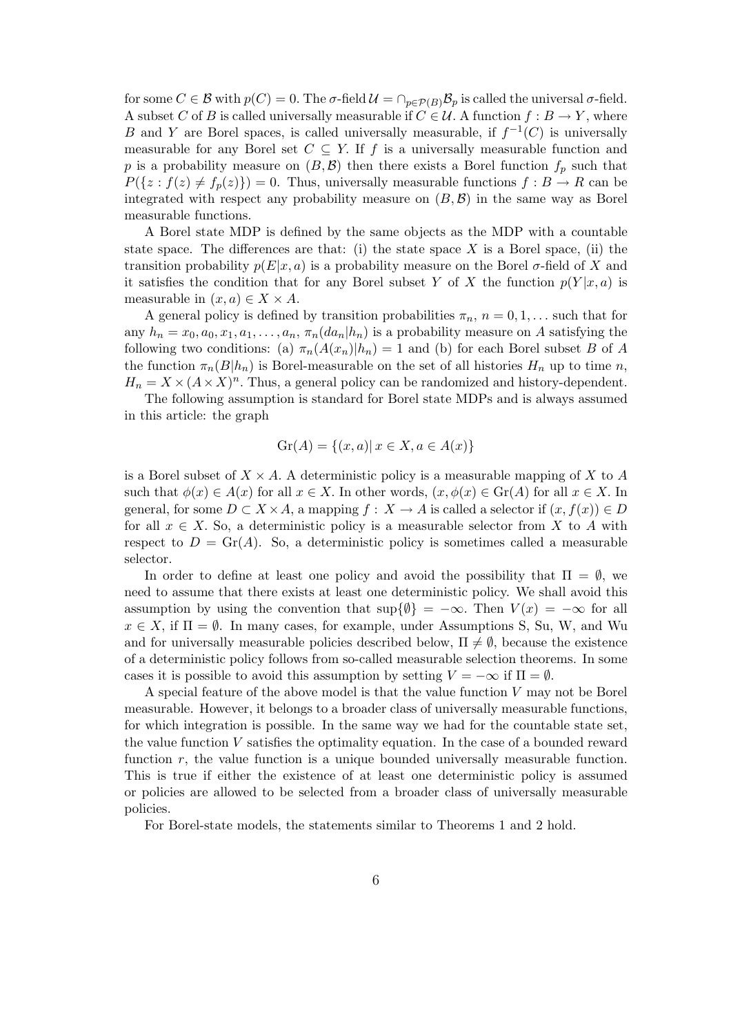for some $C \in \mathcal{B}$ with $p(C) = 0$. The $\sigma$-field $\mathcal{U} = \cap_{p \in \mathcal{P}(B)} \mathcal{B}_p$ is called the universal $\sigma$-field. A subset $C$ of $B$ is called universally measurable if $C \in \mathcal{U}$. A function $f : B \to Y$, where $B$ and $Y$ are Borel spaces, is called universally measurable, if $f^{-1}(C)$ is universally measurable for any Borel set $C \subseteq Y$. If $f$ is a universally measurable function and $p$ is a probability measure on $(B, \mathcal{B})$ then there exists a Borel function $f_p$ such that $P(\{z : f(z) \neq f_p(z)\}) = 0$. Thus, universally measurable functions $f : B \to R$ can be integrated with respect any probability measure on $(B, \mathcal{B})$ in the same way as Borel measurable functions.

A Borel state MDP is defined by the same objects as the MDP with a countable state space. The differences are that: (i) the state space $X$ is a Borel space, (ii) the transition probability $p(E|x, a)$ is a probability measure on the Borel $\sigma$-field of $X$ and it satisfies the condition that for any Borel subset $Y$ of $X$ the function $p(Y|x, a)$ is measurable in $(x, a) \in X \times A$.

A general policy is defined by transition probabilities $\pi_n$, $n = 0, 1, \ldots$ such that for any $h_n = x_0, a_0, x_1, a_1, \ldots, a_n$, $\pi_n(da_n|h_n)$ is a probability measure on $A$ satisfying the following two conditions: (a) $\pi_n(A(x_n)|h_n) = 1$ and (b) for each Borel subset $B$ of $A$ the function $\pi_n(B|h_n)$ is Borel-measurable on the set of all histories $H_n$ up to time $n$, $H_n = X \times (A \times X)^n$. Thus, a general policy can be randomized and history-dependent.

The following assumption is standard for Borel state MDPs and is always assumed in this article: the graph

$$\mathrm{Gr}(A) = \{(x, a) | \, x \in X, a \in A(x)\}$$

is a Borel subset of $X \times A$. A deterministic policy is a measurable mapping of $X$ to $A$ such that $\phi(x) \in A(x)$ for all $x \in X$. In other words, $(x, \phi(x) \in \mathrm{Gr}(A)$ for all $x \in X$. In general, for some $D \subset X \times A$, a mapping $f : \, X \to A$ is called a selector if $(x, f(x)) \in D$ for all $x \in X$. So, a deterministic policy is a measurable selector from $X$ to $A$ with respect to $D = \mathrm{Gr}(A)$. So, a deterministic policy is sometimes called a measurable selector.

In order to define at least one policy and avoid the possibility that $\Pi = \emptyset$, we need to assume that there exists at least one deterministic policy. We shall avoid this assumption by using the convention that $\sup\{\emptyset\} = -\infty$. Then $V(x) = -\infty$ for all $x \in X$, if $\Pi = \emptyset$. In many cases, for example, under Assumptions S, Su, W, and Wu and for universally measurable policies described below, $\Pi \neq \emptyset$, because the existence of a deterministic policy follows from so-called measurable selection theorems. In some cases it is possible to avoid this assumption by setting $V = -\infty$ if $\Pi = \emptyset$.

A special feature of the above model is that the value function $V$ may not be Borel measurable. However, it belongs to a broader class of universally measurable functions, for which integration is possible. In the same way we had for the countable state set, the value function $V$ satisfies the optimality equation. In the case of a bounded reward function $r$, the value function is a unique bounded universally measurable function. This is true if either the existence of at least one deterministic policy is assumed or policies are allowed to be selected from a broader class of universally measurable policies.

For Borel-state models, the statements similar to Theorems 1 and 2 hold.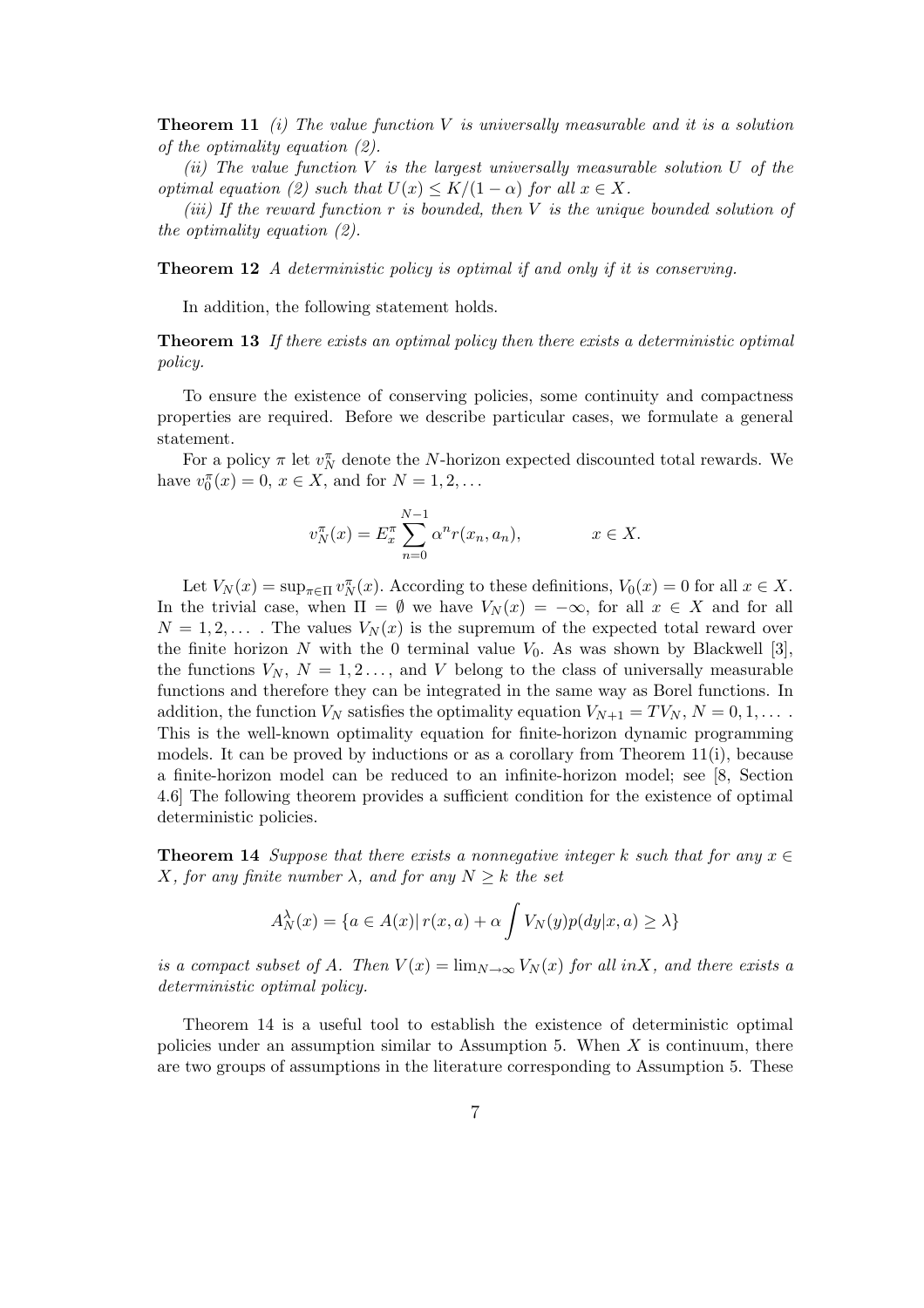**Theorem 11** *(i) The value function $V$ is universally measurable and it is a solution of the optimality equation (2).*

*(ii) The value function $V$ is the largest universally measurable solution $U$ of the optimal equation (2) such that $U(x) \le K/(1-\alpha)$ for all $x \in X$.*

*(iii) If the reward function $r$ is bounded, then $V$ is the unique bounded solution of the optimality equation (2).*

**Theorem 12** *A deterministic policy is optimal if and only if it is conserving.*

In addition, the following statement holds.

**Theorem 13** *If there exists an optimal policy then there exists a deterministic optimal policy.*

To ensure the existence of conserving policies, some continuity and compactness properties are required. Before we describe particular cases, we formulate a general statement.

For a policy $\pi$ let $v_N^\pi$ denote the $N$-horizon expected discounted total rewards. We have $v_0^\pi(x) = 0$, $x \in X$, and for $N = 1, 2, \ldots$

$$v_N^\pi(x) = E_x^\pi \sum_{n=0}^{N-1} \alpha^n r(x_n, a_n), \qquad\qquad x \in X.$$

Let $V_N(x) = \sup_{\pi \in \Pi} v_N^\pi(x)$. According to these definitions, $V_0(x) = 0$ for all $x \in X$. In the trivial case, when $\Pi = \emptyset$ we have $V_N(x) = -\infty$, for all $x \in X$ and for all $N = 1, 2, \ldots$ . The values $V_N(x)$ is the supremum of the expected total reward over the finite horizon $N$ with the 0 terminal value $V_0$. As was shown by Blackwell [3], the functions $V_N$, $N = 1, 2 \ldots$, and $V$ belong to the class of universally measurable functions and therefore they can be integrated in the same way as Borel functions. In addition, the function $V_N$ satisfies the optimality equation $V_{N+1} = TV_N$, $N = 0, 1, \ldots$ . This is the well-known optimality equation for finite-horizon dynamic programming models. It can be proved by inductions or as a corollary from Theorem 11(i), because a finite-horizon model can be reduced to an infinite-horizon model; see [8, Section 4.6] The following theorem provides a sufficient condition for the existence of optimal deterministic policies.

**Theorem 14** *Suppose that there exists a nonnegative integer $k$ such that for any $x \in X$, for any finite number $\lambda$, and for any $N \ge k$ the set*

$$A_N^\lambda(x) = \{a \in A(x) |\, r(x,a) + \alpha \int V_N(y) p(dy|x,a) \ge \lambda\}$$

*is a compact subset of $A$. Then $V(x) = \lim_{N\to\infty} V_N(x)$ for all $inX$, and there exists a deterministic optimal policy.*

Theorem 14 is a useful tool to establish the existence of deterministic optimal policies under an assumption similar to Assumption 5. When $X$ is continuum, there are two groups of assumptions in the literature corresponding to Assumption 5. These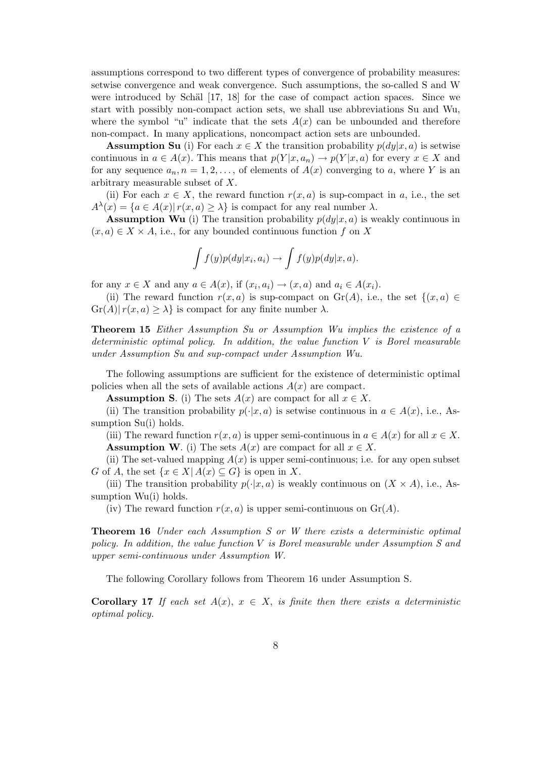assumptions correspond to two different types of convergence of probability measures: setwise convergence and weak convergence. Such assumptions, the so-called S and W were introduced by Schäl [17, 18] for the case of compact action spaces. Since we start with possibly non-compact action sets, we shall use abbreviations Su and Wu, where the symbol "u" indicate that the sets $A(x)$ can be unbounded and therefore non-compact. In many applications, noncompact action sets are unbounded.

**Assumption Su** (i) For each $x \in X$ the transition probability $p(dy|x,a)$ is setwise continuous in $a \in A(x)$. This means that $p(Y|x,a_n) \to p(Y|x,a)$ for every $x \in X$ and for any sequence $a_n, n = 1,2,\dots,$ of elements of $A(x)$ converging to $a$, where $Y$ is an arbitrary measurable subset of $X$.

(ii) For each $x \in X$, the reward function $r(x,a)$ is sup-compact in $a$, i.e., the set $A^\lambda(x) = \{a \in A(x)|\, r(x,a) \geq \lambda\}$ is compact for any real number $\lambda$.

**Assumption Wu** (i) The transition probability $p(dy|x,a)$ is weakly continuous in $(x,a) \in X \times A$, i.e., for any bounded continuous function $f$ on $X$

$$\int f(y)p(dy|x_i,a_i) \to \int f(y)p(dy|x,a).$$

for any $x \in X$ and any $a \in A(x)$, if $(x_i,a_i) \to (x,a)$ and $a_i \in A(x_i)$.

(ii) The reward function $r(x,a)$ is sup-compact on $\mathrm{Gr}(A)$, i.e., the set $\{(x,a) \in \mathrm{Gr}(A)|\, r(x,a) \geq \lambda\}$ is compact for any finite number $\lambda$.

**Theorem 15** *Either Assumption Su or Assumption Wu implies the existence of a deterministic optimal policy. In addition, the value function $V$ is Borel measurable under Assumption Su and sup-compact under Assumption Wu.*

The following assumptions are sufficient for the existence of deterministic optimal policies when all the sets of available actions $A(x)$ are compact.

**Assumption S**. (i) The sets $A(x)$ are compact for all $x \in X$.

(ii) The transition probability $p(\cdot|x,a)$ is setwise continuous in $a \in A(x)$, i.e., Assumption Su(i) holds.

(iii) The reward function $r(x,a)$ is upper semi-continuous in $a \in A(x)$ for all $x \in X$.

**Assumption W**. (i) The sets $A(x)$ are compact for all $x \in X$.

(ii) The set-valued mapping $A(x)$ is upper semi-continuous; i.e. for any open subset $G$ of $A$, the set $\{x \in X|\, A(x) \subseteq G\}$ is open in $X$.

(iii) The transition probability $p(\cdot|x,a)$ is weakly continuous on $(X \times A)$, i.e., Assumption Wu(i) holds.

(iv) The reward function $r(x,a)$ is upper semi-continuous on $\mathrm{Gr}(A)$.

**Theorem 16** *Under each Assumption S or W there exists a deterministic optimal policy. In addition, the value function $V$ is Borel measurable under Assumption S and upper semi-continuous under Assumption W.*

The following Corollary follows from Theorem 16 under Assumption S.

**Corollary 17** *If each set $A(x)$, $x \in X$, is finite then there exists a deterministic optimal policy.*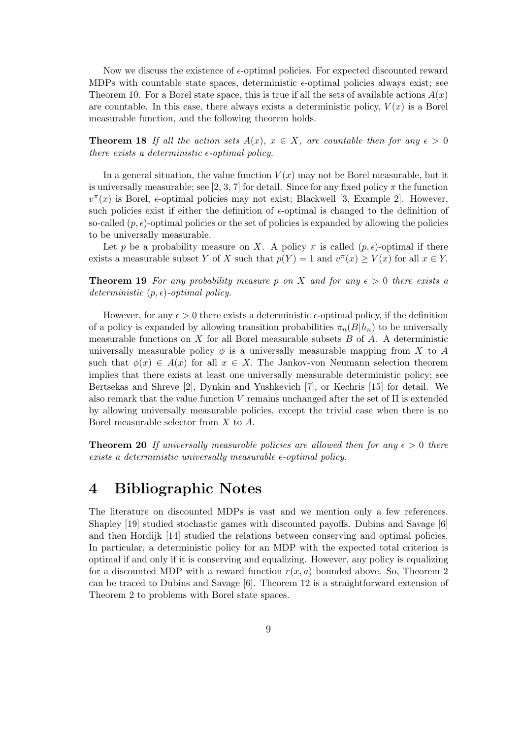Now we discuss the existence of $\epsilon$-optimal policies. For expected discounted reward MDPs with countable state spaces, deterministic $\epsilon$-optimal policies always exist; see Theorem 10. For a Borel state space, this is true if all the sets of available actions $A(x)$ are countable. In this case, there always exists a deterministic policy, $V(x)$ is a Borel measurable function, and the following theorem holds.

**Theorem 18** *If all the action sets $A(x)$, $x \in X$, are countable then for any $\epsilon > 0$ there exists a deterministic $\epsilon$-optimal policy.*

In a general situation, the value function $V(x)$ may not be Borel measurable, but it is universally measurable; see [2, 3, 7] for detail. Since for any fixed policy $\pi$ the function $v^\pi(x)$ is Borel, $\epsilon$-optimal policies may not exist; Blackwell [3, Example 2]. However, such policies exist if either the definition of $\epsilon$-optimal is changed to the definition of so-called $(p, \epsilon)$-optimal policies or the set of policies is expanded by allowing the policies to be universally measurable.

Let $p$ be a probability measure on $X$. A policy $\pi$ is called $(p, \epsilon)$-optimal if there exists a measurable subset $Y$ of $X$ such that $p(Y) = 1$ and $v^\pi(x) \geq V(x)$ for all $x \in Y$.

**Theorem 19** *For any probability measure $p$ on $X$ and for any $\epsilon > 0$ there exists a deterministic $(p, \epsilon)$-optimal policy.*

However, for any $\epsilon > 0$ there exists a deterministic $\epsilon$-optimal policy, if the definition of a policy is expanded by allowing transition probabilities $\pi_n(B|h_n)$ to be universally measurable functions on $X$ for all Borel measurable subsets $B$ of $A$. A deterministic universally measurable policy $\phi$ is a universally measurable mapping from $X$ to $A$ such that $\phi(x) \in A(x)$ for all $x \in X$. The Jankov-von Neumann selection theorem implies that there exists at least one universally measurable deterministic policy; see Bertsekas and Shreve [2], Dynkin and Yushkevich [7], or Kechris [15] for detail. We also remark that the value function $V$ remains unchanged after the set of $\Pi$ is extended by allowing universally measurable policies, except the trivial case when there is no Borel measurable selector from $X$ to $A$.

**Theorem 20** *If universally measurable policies are allowed then for any $\epsilon > 0$ there exists a deterministic universally measurable $\epsilon$-optimal policy.*

# 4 Bibliographic Notes

The literature on discounted MDPs is vast and we mention only a few references. Shapley [19] studied stochastic games with discounted payoffs. Dubins and Savage [6] and then Hordijk [14] studied the relations between conserving and optimal policies. In particular, a deterministic policy for an MDP with the expected total criterion is optimal if and only if it is conserving and equalizing. However, any policy is equalizing for a discounted MDP with a reward function $r(x, a)$ bounded above. So, Theorem 2 can be traced to Dubins and Savage [6]. Theorem 12 is a straightforward extension of Theorem 2 to problems with Borel state spaces.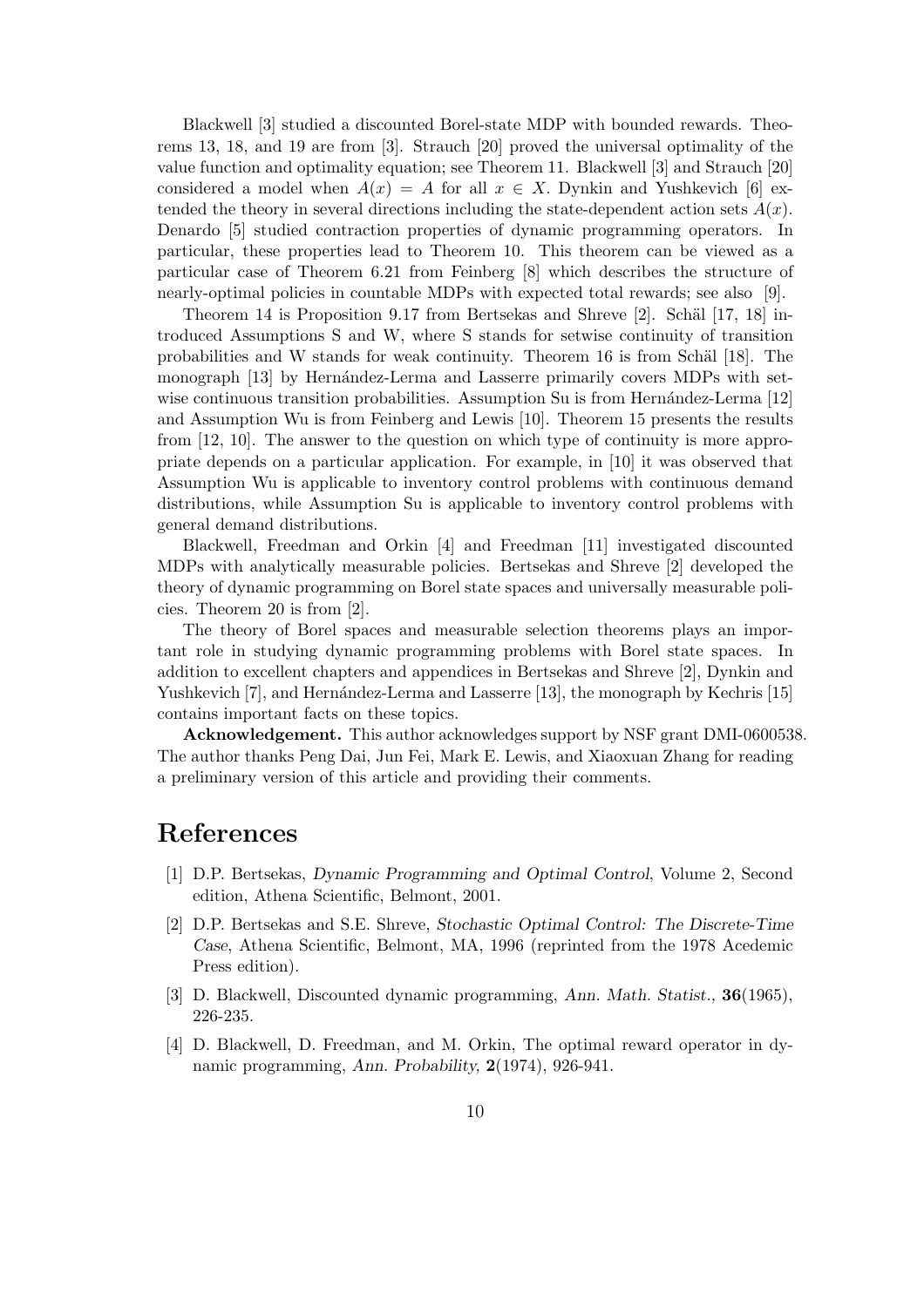Blackwell [3] studied a discounted Borel-state MDP with bounded rewards. Theorems 13, 18, and 19 are from [3]. Strauch [20] proved the universal optimality of the value function and optimality equation; see Theorem 11. Blackwell [3] and Strauch [20] considered a model when $A(x) = A$ for all $x \in X$. Dynkin and Yushkevich [6] extended the theory in several directions including the state-dependent action sets $A(x)$. Denardo [5] studied contraction properties of dynamic programming operators. In particular, these properties lead to Theorem 10. This theorem can be viewed as a particular case of Theorem 6.21 from Feinberg [8] which describes the structure of nearly-optimal policies in countable MDPs with expected total rewards; see also [9].

Theorem 14 is Proposition 9.17 from Bertsekas and Shreve [2]. Schäl [17, 18] introduced Assumptions S and W, where S stands for setwise continuity of transition probabilities and W stands for weak continuity. Theorem 16 is from Schäl [18]. The monograph [13] by Hernández-Lerma and Lasserre primarily covers MDPs with setwise continuous transition probabilities. Assumption Su is from Hernández-Lerma [12] and Assumption Wu is from Feinberg and Lewis [10]. Theorem 15 presents the results from [12, 10]. The answer to the question on which type of continuity is more appropriate depends on a particular application. For example, in [10] it was observed that Assumption Wu is applicable to inventory control problems with continuous demand distributions, while Assumption Su is applicable to inventory control problems with general demand distributions.

Blackwell, Freedman and Orkin [4] and Freedman [11] investigated discounted MDPs with analytically measurable policies. Bertsekas and Shreve [2] developed the theory of dynamic programming on Borel state spaces and universally measurable policies. Theorem 20 is from [2].

The theory of Borel spaces and measurable selection theorems plays an important role in studying dynamic programming problems with Borel state spaces. In addition to excellent chapters and appendices in Bertsekas and Shreve [2], Dynkin and Yushkevich [7], and Hernández-Lerma and Lasserre [13], the monograph by Kechris [15] contains important facts on these topics.

**Acknowledgement.** This author acknowledges support by NSF grant DMI-0600538. The author thanks Peng Dai, Jun Fei, Mark E. Lewis, and Xiaoxuan Zhang for reading a preliminary version of this article and providing their comments.

# References

[1] D.P. Bertsekas, *Dynamic Programming and Optimal Control*, Volume 2, Second edition, Athena Scientific, Belmont, 2001.

[2] D.P. Bertsekas and S.E. Shreve, *Stochastic Optimal Control: The Discrete-Time Case*, Athena Scientific, Belmont, MA, 1996 (reprinted from the 1978 Acedemic Press edition).

[3] D. Blackwell, Discounted dynamic programming, *Ann. Math. Statist.*, **36**(1965), 226-235.

[4] D. Blackwell, D. Freedman, and M. Orkin, The optimal reward operator in dynamic programming, *Ann. Probability*, **2**(1974), 926-941.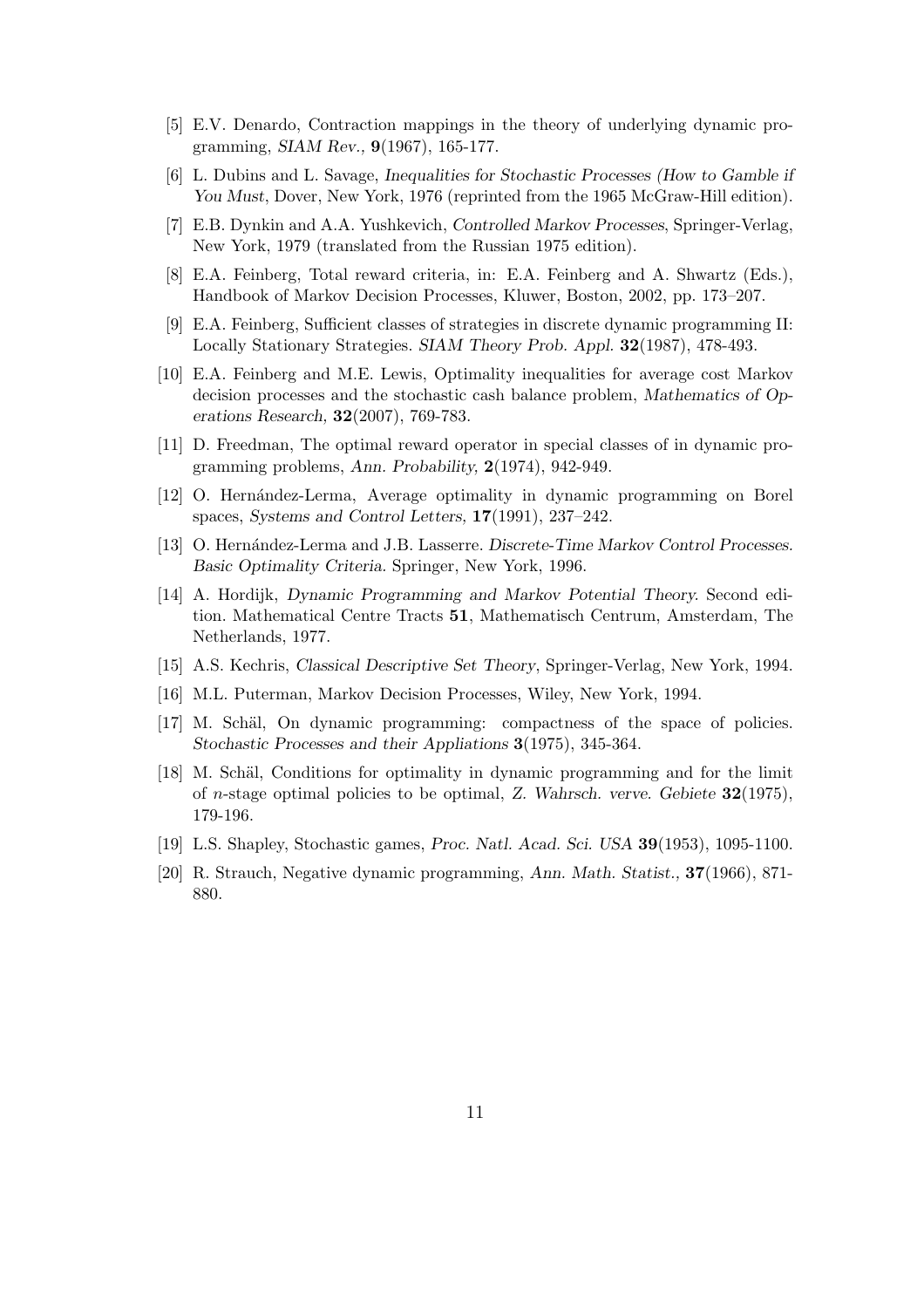[5] E.V. Denardo, Contraction mappings in the theory of underlying dynamic programming, *SIAM Rev.,* **9**(1967), 165-177.

[6] L. Dubins and L. Savage, *Inequalities for Stochastic Processes (How to Gamble if You Must*, Dover, New York, 1976 (reprinted from the 1965 McGraw-Hill edition).

[7] E.B. Dynkin and A.A. Yushkevich, *Controlled Markov Processes*, Springer-Verlag, New York, 1979 (translated from the Russian 1975 edition).

[8] E.A. Feinberg, Total reward criteria, in: E.A. Feinberg and A. Shwartz (Eds.), Handbook of Markov Decision Processes, Kluwer, Boston, 2002, pp. 173–207.

[9] E.A. Feinberg, Sufficient classes of strategies in discrete dynamic programming II: Locally Stationary Strategies. *SIAM Theory Prob. Appl.* **32**(1987), 478-493.

[10] E.A. Feinberg and M.E. Lewis, Optimality inequalities for average cost Markov decision processes and the stochastic cash balance problem, *Mathematics of Operations Research,* **32**(2007), 769-783.

[11] D. Freedman, The optimal reward operator in special classes of in dynamic programming problems, *Ann. Probability,* **2**(1974), 942-949.

[12] O. Hernández-Lerma, Average optimality in dynamic programming on Borel spaces, *Systems and Control Letters,* **17**(1991), 237–242.

[13] O. Hernández-Lerma and J.B. Lasserre. *Discrete-Time Markov Control Processes. Basic Optimality Criteria.* Springer, New York, 1996.

[14] A. Hordijk, *Dynamic Programming and Markov Potential Theory.* Second edition. Mathematical Centre Tracts **51**, Mathematisch Centrum, Amsterdam, The Netherlands, 1977.

[15] A.S. Kechris, *Classical Descriptive Set Theory*, Springer-Verlag, New York, 1994.

[16] M.L. Puterman, Markov Decision Processes, Wiley, New York, 1994.

[17] M. Schäl, On dynamic programming: compactness of the space of policies. *Stochastic Processes and their Appliations* **3**(1975), 345-364.

[18] M. Schäl, Conditions for optimality in dynamic programming and for the limit of $n$-stage optimal policies to be optimal, *Z. Wahrsch. verve. Gebiete* **32**(1975), 179-196.

[19] L.S. Shapley, Stochastic games, *Proc. Natl. Acad. Sci. USA* **39**(1953), 1095-1100.

[20] R. Strauch, Negative dynamic programming, *Ann. Math. Statist.,* **37**(1966), 871-880.